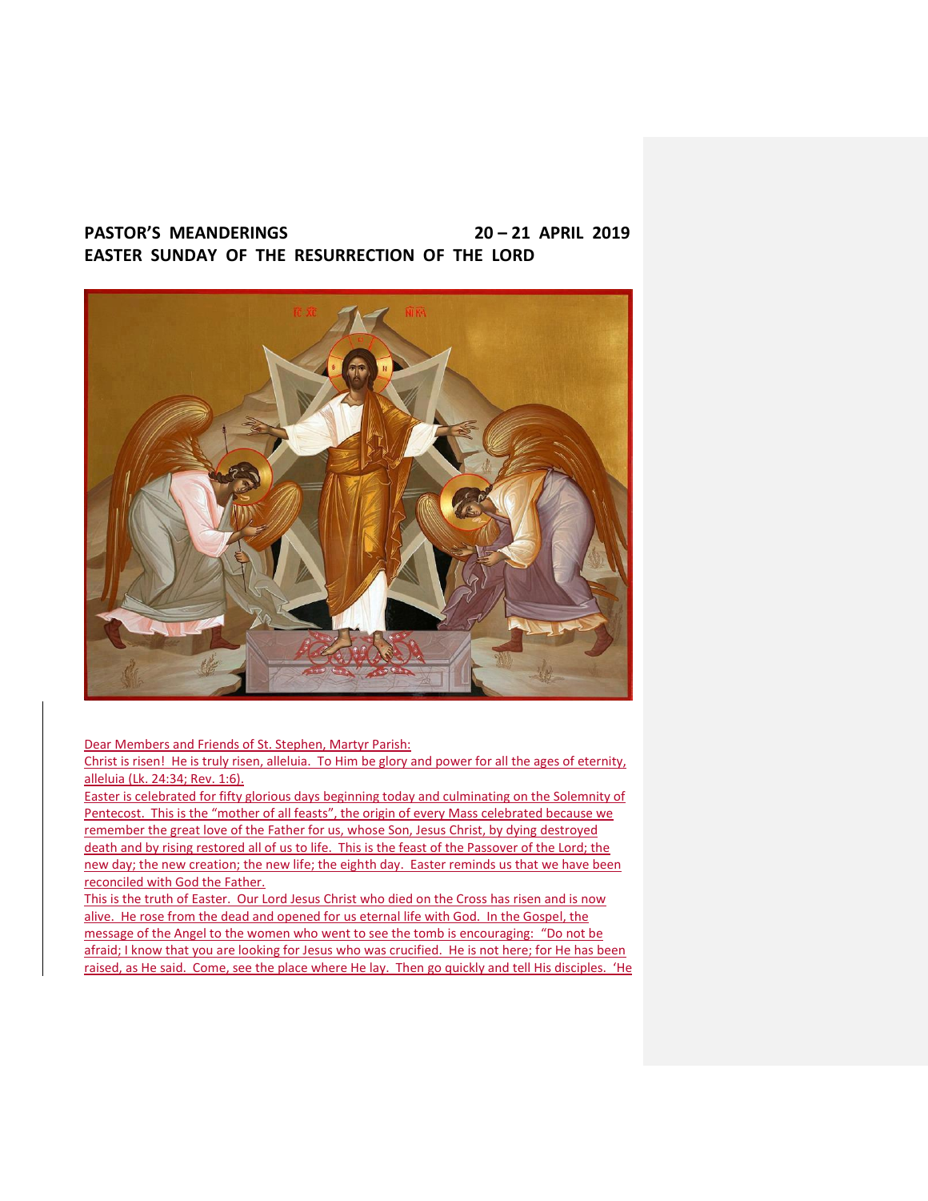**PASTOR'S MEANDERINGS 20 – 21 APRIL 2019**
**EASTER SUNDAY OF THE RESURRECTION OF THE LORD**

Dear Members and Friends of St. Stephen, Martyr Parish:

Christ is risen! He is truly risen, alleluia. To Him be glory and power for all the ages of eternity, alleluia (Lk. 24:34; Rev. 1:6).

Easter is celebrated for fifty glorious days beginning today and culminating on the Solemnity of Pentecost. This is the "mother of all feasts", the origin of every Mass celebrated because we remember the great love of the Father for us, whose Son, Jesus Christ, by dying destroyed death and by rising restored all of us to life. This is the feast of the Passover of the Lord; the new day; the new creation; the new life; the eighth day. Easter reminds us that we have been reconciled with God the Father.

This is the truth of Easter. Our Lord Jesus Christ who died on the Cross has risen and is now alive. He rose from the dead and opened for us eternal life with God. In the Gospel, the message of the Angel to the women who went to see the tomb is encouraging: "Do not be afraid; I know that you are looking for Jesus who was crucified. He is not here; for He has been raised, as He said. Come, see the place where He lay. Then go quickly and tell His disciples. 'He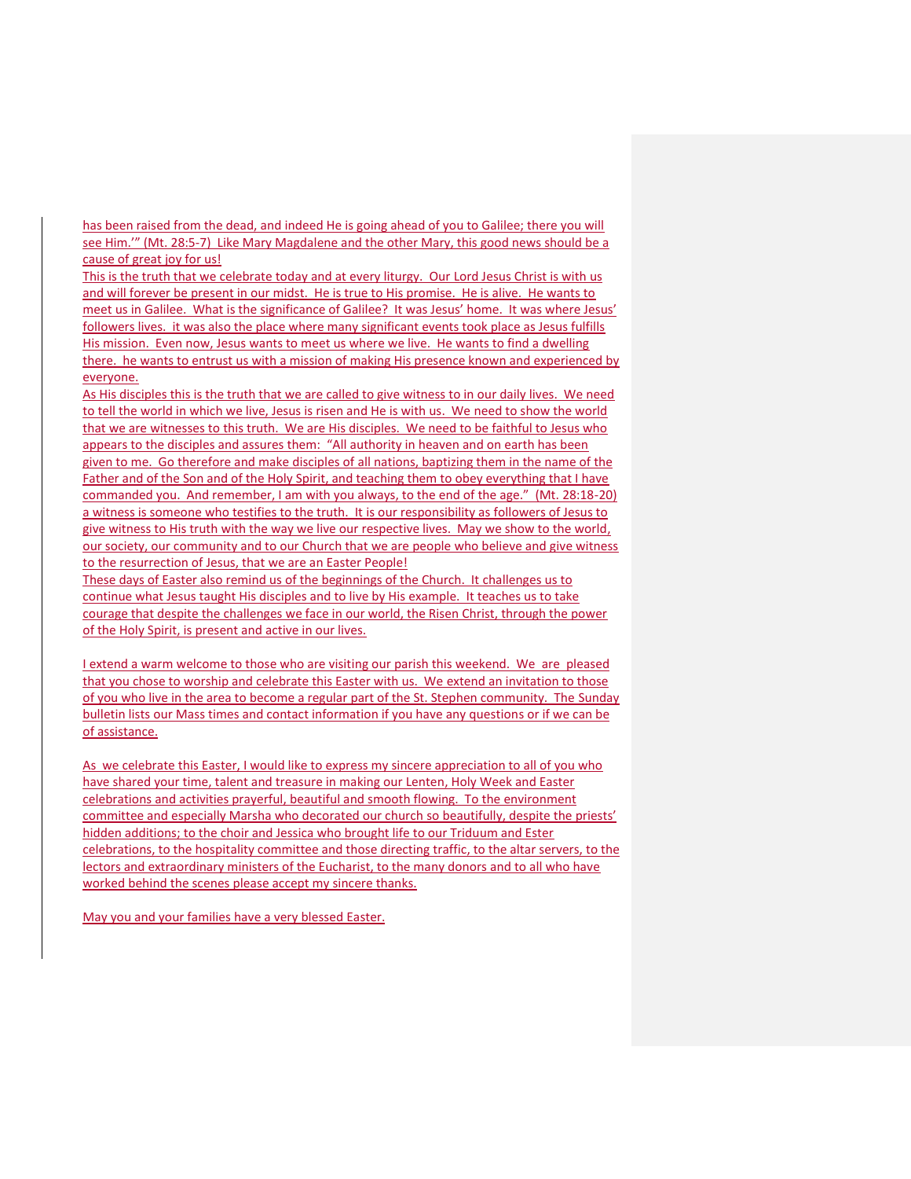has been raised from the dead, and indeed He is going ahead of you to Galilee; there you will see Him.'" (Mt. 28:5-7) Like Mary Magdalene and the other Mary, this good news should be a cause of great joy for us!

This is the truth that we celebrate today and at every liturgy. Our Lord Jesus Christ is with us and will forever be present in our midst. He is true to His promise. He is alive. He wants to meet us in Galilee. What is the significance of Galilee? It was Jesus' home. It was where Jesus' followers lives. it was also the place where many significant events took place as Jesus fulfills His mission. Even now, Jesus wants to meet us where we live. He wants to find a dwelling there. he wants to entrust us with a mission of making His presence known and experienced by everyone.

As His disciples this is the truth that we are called to give witness to in our daily lives. We need to tell the world in which we live, Jesus is risen and He is with us. We need to show the world that we are witnesses to this truth. We are His disciples. We need to be faithful to Jesus who appears to the disciples and assures them: "All authority in heaven and on earth has been given to me. Go therefore and make disciples of all nations, baptizing them in the name of the Father and of the Son and of the Holy Spirit, and teaching them to obey everything that I have commanded you. And remember, I am with you always, to the end of the age." (Mt. 28:18-20) a witness is someone who testifies to the truth. It is our responsibility as followers of Jesus to give witness to His truth with the way we live our respective lives. May we show to the world, our society, our community and to our Church that we are people who believe and give witness to the resurrection of Jesus, that we are an Easter People!

These days of Easter also remind us of the beginnings of the Church. It challenges us to continue what Jesus taught His disciples and to live by His example. It teaches us to take courage that despite the challenges we face in our world, the Risen Christ, through the power of the Holy Spirit, is present and active in our lives.

I extend a warm welcome to those who are visiting our parish this weekend. We are pleased that you chose to worship and celebrate this Easter with us. We extend an invitation to those of you who live in the area to become a regular part of the St. Stephen community. The Sunday bulletin lists our Mass times and contact information if you have any questions or if we can be of assistance.

As we celebrate this Easter, I would like to express my sincere appreciation to all of you who have shared your time, talent and treasure in making our Lenten, Holy Week and Easter celebrations and activities prayerful, beautiful and smooth flowing. To the environment committee and especially Marsha who decorated our church so beautifully, despite the priests' hidden additions; to the choir and Jessica who brought life to our Triduum and Ester celebrations, to the hospitality committee and those directing traffic, to the altar servers, to the lectors and extraordinary ministers of the Eucharist, to the many donors and to all who have worked behind the scenes please accept my sincere thanks.

May you and your families have a very blessed Easter.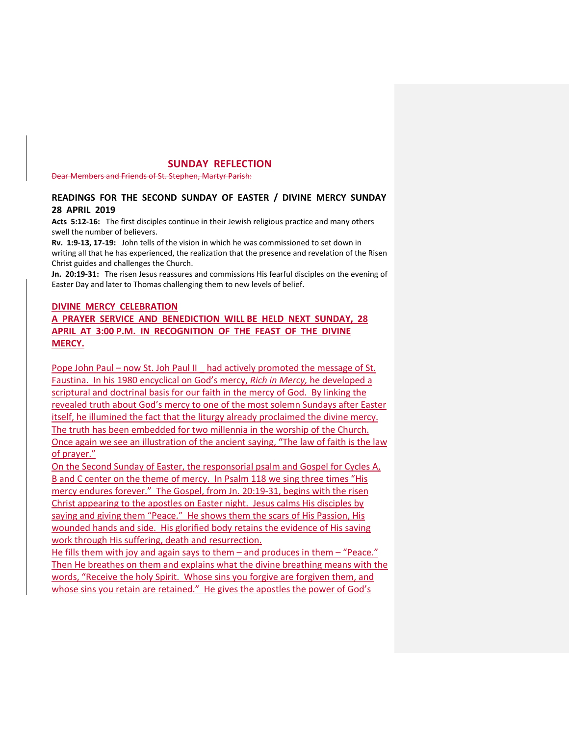## SUNDAY REFLECTION

~~Dear Members and Friends of St. Stephen, Martyr Parish:~~

### READINGS FOR THE SECOND SUNDAY OF EASTER / DIVINE MERCY SUNDAY 28 APRIL 2019

**Acts 5:12-16:** The first disciples continue in their Jewish religious practice and many others swell the number of believers.

**Rv. 1:9-13, 17-19:** John tells of the vision in which he was commissioned to set down in writing all that he has experienced, the realization that the presence and revelation of the Risen Christ guides and challenges the Church.

**Jn. 20:19-31:** The risen Jesus reassures and commissions His fearful disciples on the evening of Easter Day and later to Thomas challenging them to new levels of belief.

**DIVINE MERCY CELEBRATION**

**A PRAYER SERVICE AND BENEDICTION WILL BE HELD NEXT SUNDAY, 28 APRIL AT 3:00 P.M. IN RECOGNITION OF THE FEAST OF THE DIVINE MERCY.**

Pope John Paul – now St. Joh Paul II _ had actively promoted the message of St. Faustina. In his 1980 encyclical on God's mercy, *Rich in Mercy,* he developed a scriptural and doctrinal basis for our faith in the mercy of God. By linking the revealed truth about God's mercy to one of the most solemn Sundays after Easter itself, he illumined the fact that the liturgy already proclaimed the divine mercy. The truth has been embedded for two millennia in the worship of the Church. Once again we see an illustration of the ancient saying, "The law of faith is the law of prayer."

On the Second Sunday of Easter, the responsorial psalm and Gospel for Cycles A, B and C center on the theme of mercy. In Psalm 118 we sing three times "His mercy endures forever." The Gospel, from Jn. 20:19-31, begins with the risen Christ appearing to the apostles on Easter night. Jesus calms His disciples by saying and giving them "Peace." He shows them the scars of His Passion, His wounded hands and side. His glorified body retains the evidence of His saving work through His suffering, death and resurrection.

He fills them with joy and again says to them – and produces in them – "Peace." Then He breathes on them and explains what the divine breathing means with the words, "Receive the holy Spirit. Whose sins you forgive are forgiven them, and whose sins you retain are retained." He gives the apostles the power of God's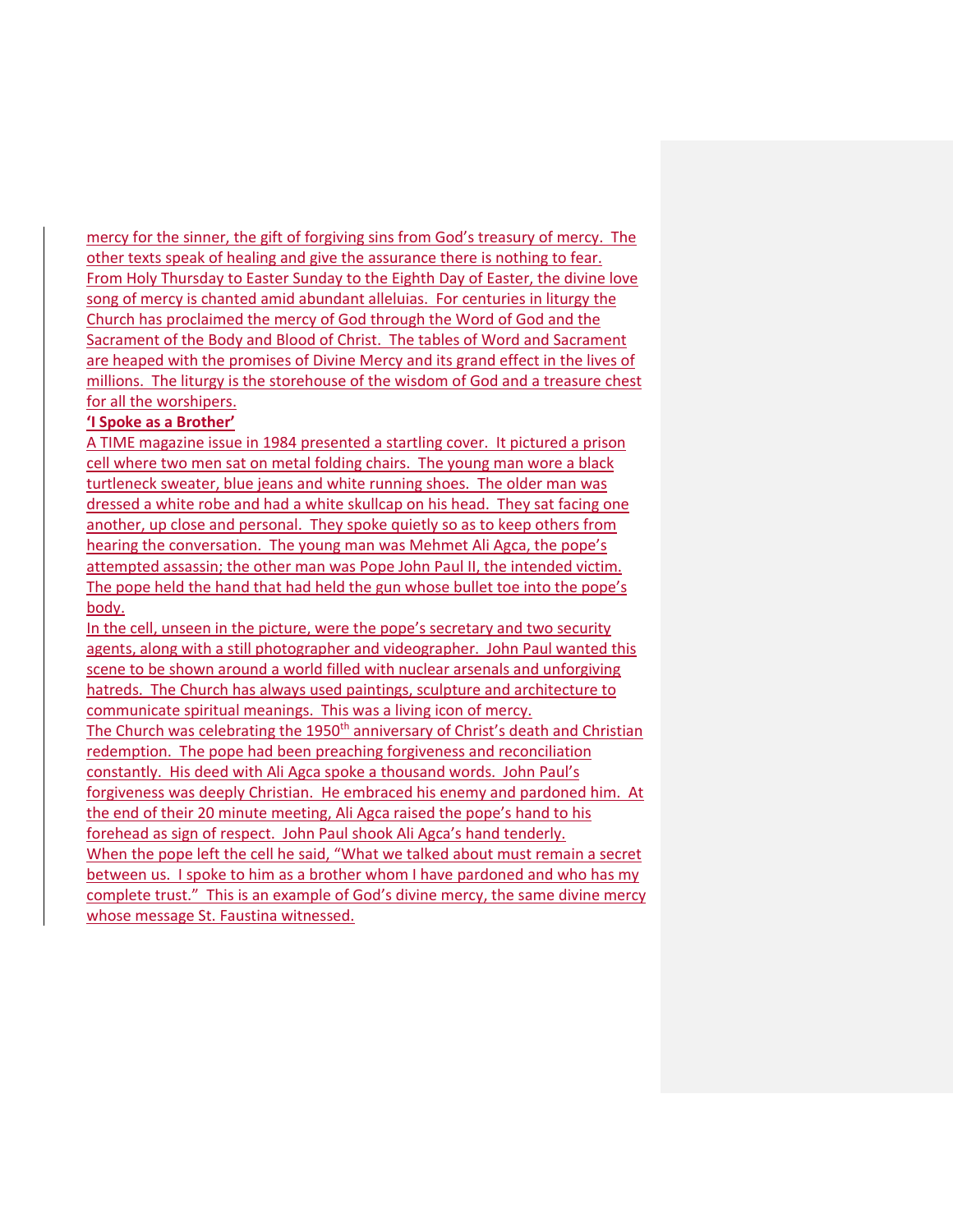mercy for the sinner, the gift of forgiving sins from God's treasury of mercy. The other texts speak of healing and give the assurance there is nothing to fear. From Holy Thursday to Easter Sunday to the Eighth Day of Easter, the divine love song of mercy is chanted amid abundant alleluias. For centuries in liturgy the Church has proclaimed the mercy of God through the Word of God and the Sacrament of the Body and Blood of Christ. The tables of Word and Sacrament are heaped with the promises of Divine Mercy and its grand effect in the lives of millions. The liturgy is the storehouse of the wisdom of God and a treasure chest for all the worshipers.

**'I Spoke as a Brother'**

A TIME magazine issue in 1984 presented a startling cover. It pictured a prison cell where two men sat on metal folding chairs. The young man wore a black turtleneck sweater, blue jeans and white running shoes. The older man was dressed a white robe and had a white skullcap on his head. They sat facing one another, up close and personal. They spoke quietly so as to keep others from hearing the conversation. The young man was Mehmet Ali Agca, the pope's attempted assassin; the other man was Pope John Paul II, the intended victim. The pope held the hand that had held the gun whose bullet toe into the pope's body.

In the cell, unseen in the picture, were the pope's secretary and two security agents, along with a still photographer and videographer. John Paul wanted this scene to be shown around a world filled with nuclear arsenals and unforgiving hatreds. The Church has always used paintings, sculpture and architecture to communicate spiritual meanings. This was a living icon of mercy.

The Church was celebrating the 1950th anniversary of Christ's death and Christian redemption. The pope had been preaching forgiveness and reconciliation constantly. His deed with Ali Agca spoke a thousand words. John Paul's forgiveness was deeply Christian. He embraced his enemy and pardoned him. At the end of their 20 minute meeting, Ali Agca raised the pope's hand to his forehead as sign of respect. John Paul shook Ali Agca's hand tenderly.

When the pope left the cell he said, "What we talked about must remain a secret between us. I spoke to him as a brother whom I have pardoned and who has my complete trust." This is an example of God's divine mercy, the same divine mercy whose message St. Faustina witnessed.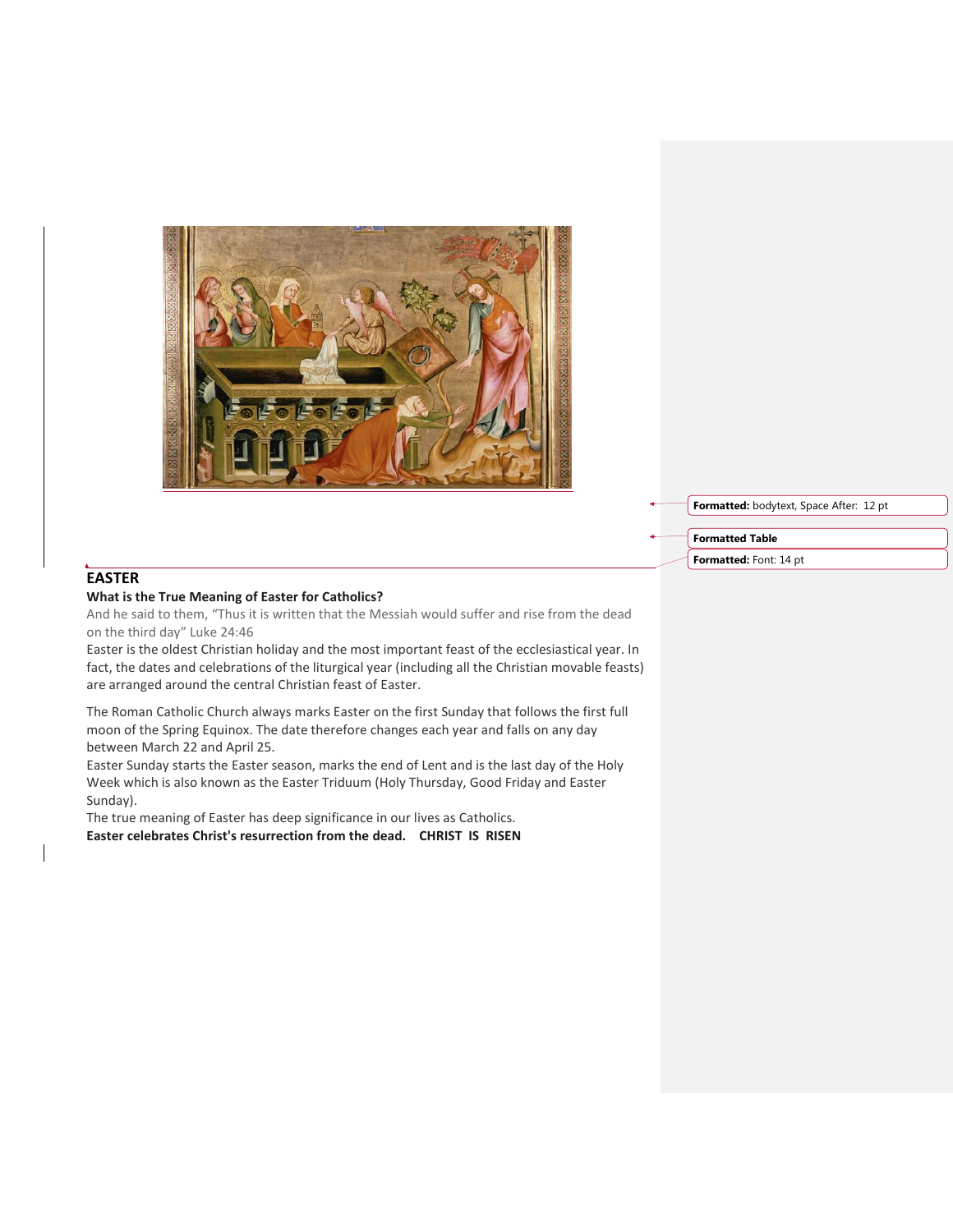## EASTER

**What is the True Meaning of Easter for Catholics?**

And he said to them, "Thus it is written that the Messiah would suffer and rise from the dead on the third day" Luke 24:46

Easter is the oldest Christian holiday and the most important feast of the ecclesiastical year. In fact, the dates and celebrations of the liturgical year (including all the Christian movable feasts) are arranged around the central Christian feast of Easter.

The Roman Catholic Church always marks Easter on the first Sunday that follows the first full moon of the Spring Equinox. The date therefore changes each year and falls on any day between March 22 and April 25.

Easter Sunday starts the Easter season, marks the end of Lent and is the last day of the Holy Week which is also known as the Easter Triduum (Holy Thursday, Good Friday and Easter Sunday).

The true meaning of Easter has deep significance in our lives as Catholics.

**Easter celebrates Christ's resurrection from the dead. CHRIST IS RISEN**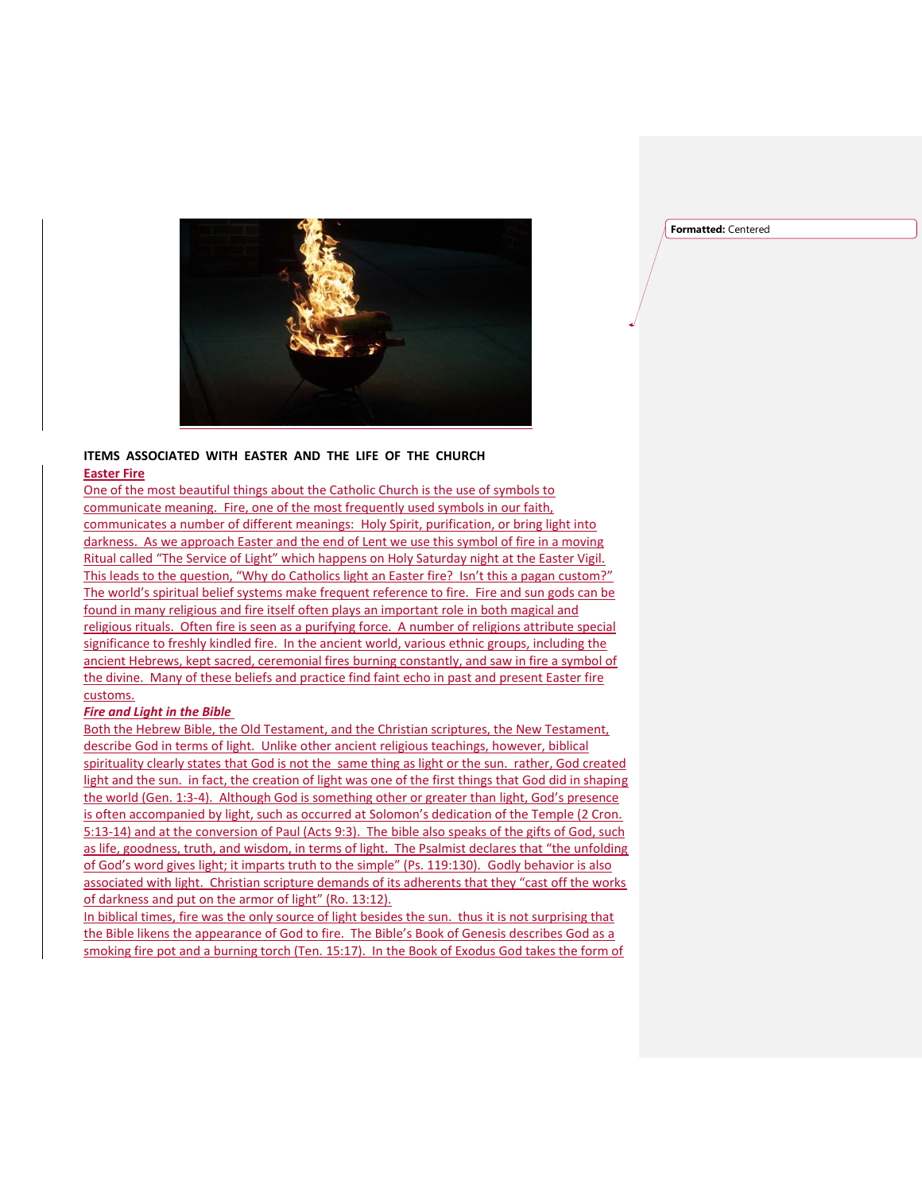**ITEMS ASSOCIATED WITH EASTER AND THE LIFE OF THE CHURCH**

**Easter Fire**

One of the most beautiful things about the Catholic Church is the use of symbols to communicate meaning. Fire, one of the most frequently used symbols in our faith, communicates a number of different meanings: Holy Spirit, purification, or bring light into darkness. As we approach Easter and the end of Lent we use this symbol of fire in a moving Ritual called "The Service of Light" which happens on Holy Saturday night at the Easter Vigil. This leads to the question, "Why do Catholics light an Easter fire? Isn't this a pagan custom?" The world's spiritual belief systems make frequent reference to fire. Fire and sun gods can be found in many religious and fire itself often plays an important role in both magical and religious rituals. Often fire is seen as a purifying force. A number of religions attribute special significance to freshly kindled fire. In the ancient world, various ethnic groups, including the ancient Hebrews, kept sacred, ceremonial fires burning constantly, and saw in fire a symbol of the divine. Many of these beliefs and practice find faint echo in past and present Easter fire customs.

***Fire and Light in the Bible***

Both the Hebrew Bible, the Old Testament, and the Christian scriptures, the New Testament, describe God in terms of light. Unlike other ancient religious teachings, however, biblical spirituality clearly states that God is not the same thing as light or the sun. rather, God created light and the sun. in fact, the creation of light was one of the first things that God did in shaping the world (Gen. 1:3-4). Although God is something other or greater than light, God's presence is often accompanied by light, such as occurred at Solomon's dedication of the Temple (2 Cron. 5:13-14) and at the conversion of Paul (Acts 9:3). The bible also speaks of the gifts of God, such as life, goodness, truth, and wisdom, in terms of light. The Psalmist declares that "the unfolding of God's word gives light; it imparts truth to the simple" (Ps. 119:130). Godly behavior is also associated with light. Christian scripture demands of its adherents that they "cast off the works of darkness and put on the armor of light" (Ro. 13:12).

In biblical times, fire was the only source of light besides the sun. thus it is not surprising that the Bible likens the appearance of God to fire. The Bible's Book of Genesis describes God as a smoking fire pot and a burning torch (Ten. 15:17). In the Book of Exodus God takes the form of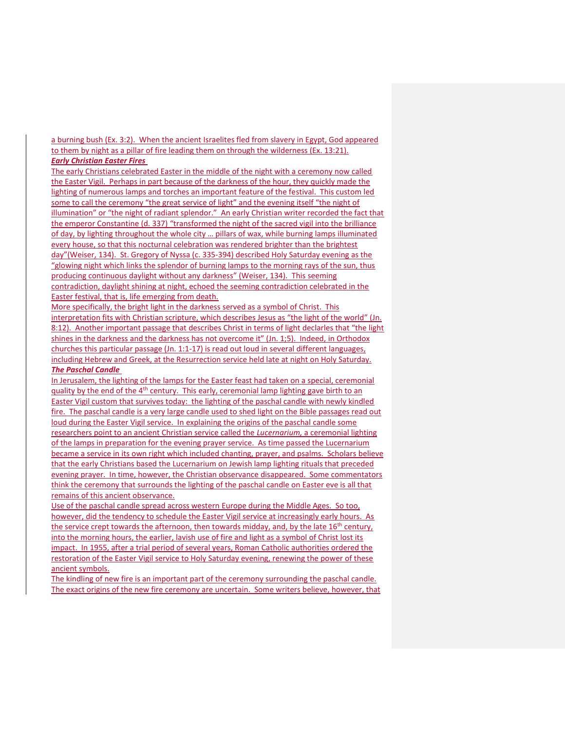a burning bush (Ex. 3:2). When the ancient Israelites fled from slavery in Egypt, God appeared to them by night as a pillar of fire leading them on through the wilderness (Ex. 13:21).

***Early Christian Easter Fires***

The early Christians celebrated Easter in the middle of the night with a ceremony now called the Easter Vigil. Perhaps in part because of the darkness of the hour, they quickly made the lighting of numerous lamps and torches an important feature of the festival. This custom led some to call the ceremony "the great service of light" and the evening itself "the night of illumination" or "the night of radiant splendor." An early Christian writer recorded the fact that the emperor Constantine (d. 337) "transformed the night of the sacred vigil into the brilliance of day, by lighting throughout the whole city … pillars of wax, while burning lamps illuminated every house, so that this nocturnal celebration was rendered brighter than the brightest day"(Weiser, 134). St. Gregory of Nyssa (c. 335-394) described Holy Saturday evening as the "glowing night which links the splendor of burning lamps to the morning rays of the sun, thus producing continuous daylight without any darkness" (Weiser, 134). This seeming contradiction, daylight shining at night, echoed the seeming contradiction celebrated in the Easter festival, that is, life emerging from death.

More specifically, the bright light in the darkness served as a symbol of Christ. This interpretation fits with Christian scripture, which describes Jesus as "the light of the world" (Jn. 8:12). Another important passage that describes Christ in terms of light declares that "the light shines in the darkness and the darkness has not overcome it" (Jn. 1;5). Indeed, in Orthodox churches this particular passage (Jn. 1:1-17) is read out loud in several different languages, including Hebrew and Greek, at the Resurrection service held late at night on Holy Saturday.

***The Paschal Candle***

In Jerusalem, the lighting of the lamps for the Easter feast had taken on a special, ceremonial quality by the end of the 4th century. This early, ceremonial lamp lighting gave birth to an Easter Vigil custom that survives today: the lighting of the paschal candle with newly kindled fire. The paschal candle is a very large candle used to shed light on the Bible passages read out loud during the Easter Vigil service. In explaining the origins of the paschal candle some researchers point to an ancient Christian service called the *Lucernarium,* a ceremonial lighting of the lamps in preparation for the evening prayer service. As time passed the Lucernarium became a service in its own right which included chanting, prayer, and psalms. Scholars believe that the early Christians based the Lucernarium on Jewish lamp lighting rituals that preceded evening prayer. In time, however, the Christian observance disappeared. Some commentators think the ceremony that surrounds the lighting of the paschal candle on Easter eve is all that remains of this ancient observance.

Use of the paschal candle spread across western Europe during the Middle Ages. So too, however, did the tendency to schedule the Easter Vigil service at increasingly early hours. As the service crept towards the afternoon, then towards midday, and, by the late 16th century, into the morning hours, the earlier, lavish use of fire and light as a symbol of Christ lost its impact. In 1955, after a trial period of several years, Roman Catholic authorities ordered the restoration of the Easter Vigil service to Holy Saturday evening, renewing the power of these ancient symbols.

The kindling of new fire is an important part of the ceremony surrounding the paschal candle. The exact origins of the new fire ceremony are uncertain. Some writers believe, however, that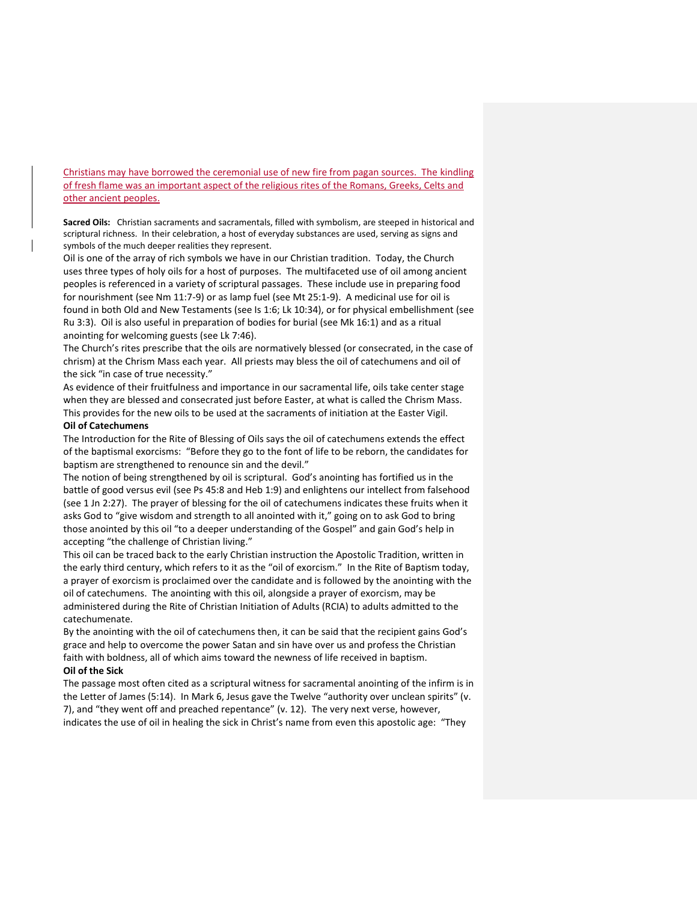Christians may have borrowed the ceremonial use of new fire from pagan sources. The kindling of fresh flame was an important aspect of the religious rites of the Romans, Greeks, Celts and other ancient peoples.

**Sacred Oils:** Christian sacraments and sacramentals, filled with symbolism, are steeped in historical and scriptural richness. In their celebration, a host of everyday substances are used, serving as signs and symbols of the much deeper realities they represent.

Oil is one of the array of rich symbols we have in our Christian tradition. Today, the Church uses three types of holy oils for a host of purposes. The multifaceted use of oil among ancient peoples is referenced in a variety of scriptural passages. These include use in preparing food for nourishment (see Nm 11:7-9) or as lamp fuel (see Mt 25:1-9). A medicinal use for oil is found in both Old and New Testaments (see Is 1:6; Lk 10:34), or for physical embellishment (see Ru 3:3). Oil is also useful in preparation of bodies for burial (see Mk 16:1) and as a ritual anointing for welcoming guests (see Lk 7:46).

The Church's rites prescribe that the oils are normatively blessed (or consecrated, in the case of chrism) at the Chrism Mass each year. All priests may bless the oil of catechumens and oil of the sick "in case of true necessity."

As evidence of their fruitfulness and importance in our sacramental life, oils take center stage when they are blessed and consecrated just before Easter, at what is called the Chrism Mass. This provides for the new oils to be used at the sacraments of initiation at the Easter Vigil.

**Oil of Catechumens**

The Introduction for the Rite of Blessing of Oils says the oil of catechumens extends the effect of the baptismal exorcisms: "Before they go to the font of life to be reborn, the candidates for baptism are strengthened to renounce sin and the devil."

The notion of being strengthened by oil is scriptural. God's anointing has fortified us in the battle of good versus evil (see Ps 45:8 and Heb 1:9) and enlightens our intellect from falsehood (see 1 Jn 2:27). The prayer of blessing for the oil of catechumens indicates these fruits when it asks God to "give wisdom and strength to all anointed with it," going on to ask God to bring those anointed by this oil "to a deeper understanding of the Gospel" and gain God's help in accepting "the challenge of Christian living."

This oil can be traced back to the early Christian instruction the Apostolic Tradition, written in the early third century, which refers to it as the "oil of exorcism." In the Rite of Baptism today, a prayer of exorcism is proclaimed over the candidate and is followed by the anointing with the oil of catechumens. The anointing with this oil, alongside a prayer of exorcism, may be administered during the Rite of Christian Initiation of Adults (RCIA) to adults admitted to the catechumenate.

By the anointing with the oil of catechumens then, it can be said that the recipient gains God's grace and help to overcome the power Satan and sin have over us and profess the Christian faith with boldness, all of which aims toward the newness of life received in baptism.

**Oil of the Sick**

The passage most often cited as a scriptural witness for sacramental anointing of the infirm is in the Letter of James (5:14). In Mark 6, Jesus gave the Twelve "authority over unclean spirits" (v. 7), and "they went off and preached repentance" (v. 12). The very next verse, however, indicates the use of oil in healing the sick in Christ's name from even this apostolic age: "They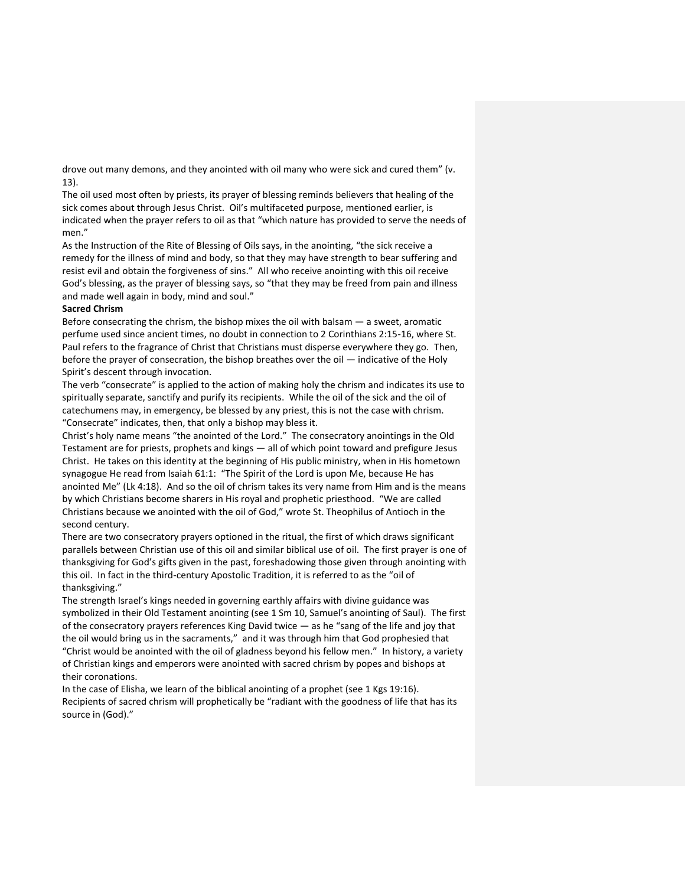drove out many demons, and they anointed with oil many who were sick and cured them" (v. 13).

The oil used most often by priests, its prayer of blessing reminds believers that healing of the sick comes about through Jesus Christ. Oil's multifaceted purpose, mentioned earlier, is indicated when the prayer refers to oil as that "which nature has provided to serve the needs of men."

As the Instruction of the Rite of Blessing of Oils says, in the anointing, "the sick receive a remedy for the illness of mind and body, so that they may have strength to bear suffering and resist evil and obtain the forgiveness of sins." All who receive anointing with this oil receive God's blessing, as the prayer of blessing says, so "that they may be freed from pain and illness and made well again in body, mind and soul."

**Sacred Chrism**

Before consecrating the chrism, the bishop mixes the oil with balsam — a sweet, aromatic perfume used since ancient times, no doubt in connection to 2 Corinthians 2:15-16, where St. Paul refers to the fragrance of Christ that Christians must disperse everywhere they go. Then, before the prayer of consecration, the bishop breathes over the oil — indicative of the Holy Spirit's descent through invocation.

The verb "consecrate" is applied to the action of making holy the chrism and indicates its use to spiritually separate, sanctify and purify its recipients. While the oil of the sick and the oil of catechumens may, in emergency, be blessed by any priest, this is not the case with chrism. "Consecrate" indicates, then, that only a bishop may bless it.

Christ's holy name means "the anointed of the Lord." The consecratory anointings in the Old Testament are for priests, prophets and kings — all of which point toward and prefigure Jesus Christ. He takes on this identity at the beginning of His public ministry, when in His hometown synagogue He read from Isaiah 61:1: "The Spirit of the Lord is upon Me, because He has anointed Me" (Lk 4:18). And so the oil of chrism takes its very name from Him and is the means by which Christians become sharers in His royal and prophetic priesthood. "We are called Christians because we anointed with the oil of God," wrote St. Theophilus of Antioch in the second century.

There are two consecratory prayers optioned in the ritual, the first of which draws significant parallels between Christian use of this oil and similar biblical use of oil. The first prayer is one of thanksgiving for God's gifts given in the past, foreshadowing those given through anointing with this oil. In fact in the third-century Apostolic Tradition, it is referred to as the "oil of thanksgiving."

The strength Israel's kings needed in governing earthly affairs with divine guidance was symbolized in their Old Testament anointing (see 1 Sm 10, Samuel's anointing of Saul). The first of the consecratory prayers references King David twice — as he "sang of the life and joy that the oil would bring us in the sacraments," and it was through him that God prophesied that "Christ would be anointed with the oil of gladness beyond his fellow men." In history, a variety of Christian kings and emperors were anointed with sacred chrism by popes and bishops at their coronations.

In the case of Elisha, we learn of the biblical anointing of a prophet (see 1 Kgs 19:16). Recipients of sacred chrism will prophetically be "radiant with the goodness of life that has its source in (God)."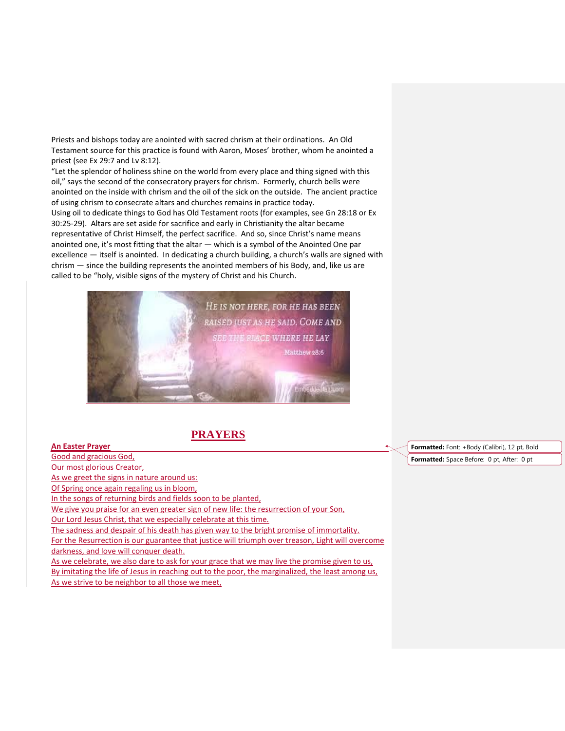Priests and bishops today are anointed with sacred chrism at their ordinations. An Old Testament source for this practice is found with Aaron, Moses' brother, whom he anointed a priest (see Ex 29:7 and Lv 8:12).

"Let the splendor of holiness shine on the world from every place and thing signed with this oil," says the second of the consecratory prayers for chrism. Formerly, church bells were anointed on the inside with chrism and the oil of the sick on the outside. The ancient practice of using chrism to consecrate altars and churches remains in practice today.

Using oil to dedicate things to God has Old Testament roots (for examples, see Gn 28:18 or Ex 30:25-29). Altars are set aside for sacrifice and early in Christianity the altar became representative of Christ Himself, the perfect sacrifice. And so, since Christ's name means anointed one, it's most fitting that the altar — which is a symbol of the Anointed One par excellence — itself is anointed. In dedicating a church building, a church's walls are signed with chrism — since the building represents the anointed members of his Body, and, like us are called to be "holy, visible signs of the mystery of Christ and his Church.

# PRAYERS

**An Easter Prayer**

Good and gracious God,
Our most glorious Creator,
As we greet the signs in nature around us:
Of Spring once again regaling us in bloom,
In the songs of returning birds and fields soon to be planted,
We give you praise for an even greater sign of new life: the resurrection of your Son,
Our Lord Jesus Christ, that we especially celebrate at this time.
The sadness and despair of his death has given way to the bright promise of immortality.
For the Resurrection is our guarantee that justice will triumph over treason, Light will overcome darkness, and love will conquer death.
As we celebrate, we also dare to ask for your grace that we may live the promise given to us,
By imitating the life of Jesus in reaching out to the poor, the marginalized, the least among us,
As we strive to be neighbor to all those we meet,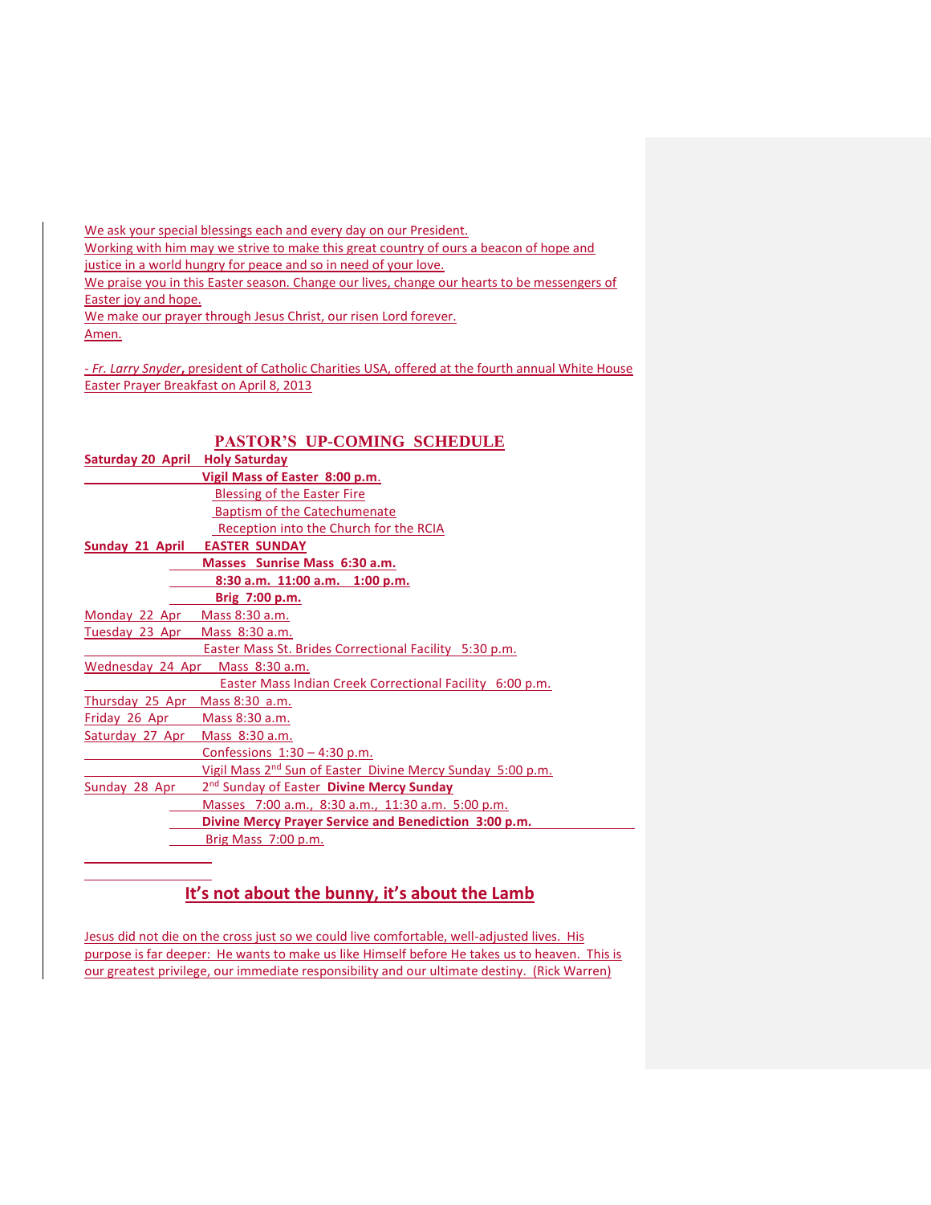We ask your special blessings each and every day on our President.
Working with him may we strive to make this great country of ours a beacon of hope and justice in a world hungry for peace and so in need of your love.
We praise you in this Easter season. Change our lives, change our hearts to be messengers of Easter joy and hope.
We make our prayer through Jesus Christ, our risen Lord forever.
Amen.

- *Fr. Larry Snyder*, president of Catholic Charities USA, offered at the fourth annual White House Easter Prayer Breakfast on April 8, 2013

## PASTOR'S UP-COMING SCHEDULE

| | |
|---|---|
| **Saturday 20 April** | **Holy Saturday** |
| | **Vigil Mass of Easter 8:00 p.m.** |
| | Blessing of the Easter Fire |
| | Baptism of the Catechumenate |
| | Reception into the Church for the RCIA |
| **Sunday 21 April** | **EASTER SUNDAY** |
| | **Masses Sunrise Mass 6:30 a.m.** |
| | **8:30 a.m. 11:00 a.m. 1:00 p.m.** |
| | **Brig 7:00 p.m.** |
| Monday 22 Apr | Mass 8:30 a.m. |
| Tuesday 23 Apr | Mass 8:30 a.m. |
| | Easter Mass St. Brides Correctional Facility 5:30 p.m. |
| Wednesday 24 Apr | Mass 8:30 a.m. |
| | Easter Mass Indian Creek Correctional Facility 6:00 p.m. |
| Thursday 25 Apr | Mass 8:30 a.m. |
| Friday 26 Apr | Mass 8:30 a.m. |
| Saturday 27 Apr | Mass 8:30 a.m. |
| | Confessions 1:30 – 4:30 p.m. |
| | Vigil Mass 2nd Sun of Easter Divine Mercy Sunday 5:00 p.m. |
| Sunday 28 Apr | 2nd Sunday of Easter **Divine Mercy Sunday** |
| | Masses 7:00 a.m., 8:30 a.m., 11:30 a.m. 5:00 p.m. |
| | **Divine Mercy Prayer Service and Benediction 3:00 p.m.** |
| | Brig Mass 7:00 p.m. |

## It's not about the bunny, it's about the Lamb

Jesus did not die on the cross just so we could live comfortable, well-adjusted lives. His purpose is far deeper: He wants to make us like Himself before He takes us to heaven. This is our greatest privilege, our immediate responsibility and our ultimate destiny. (Rick Warren)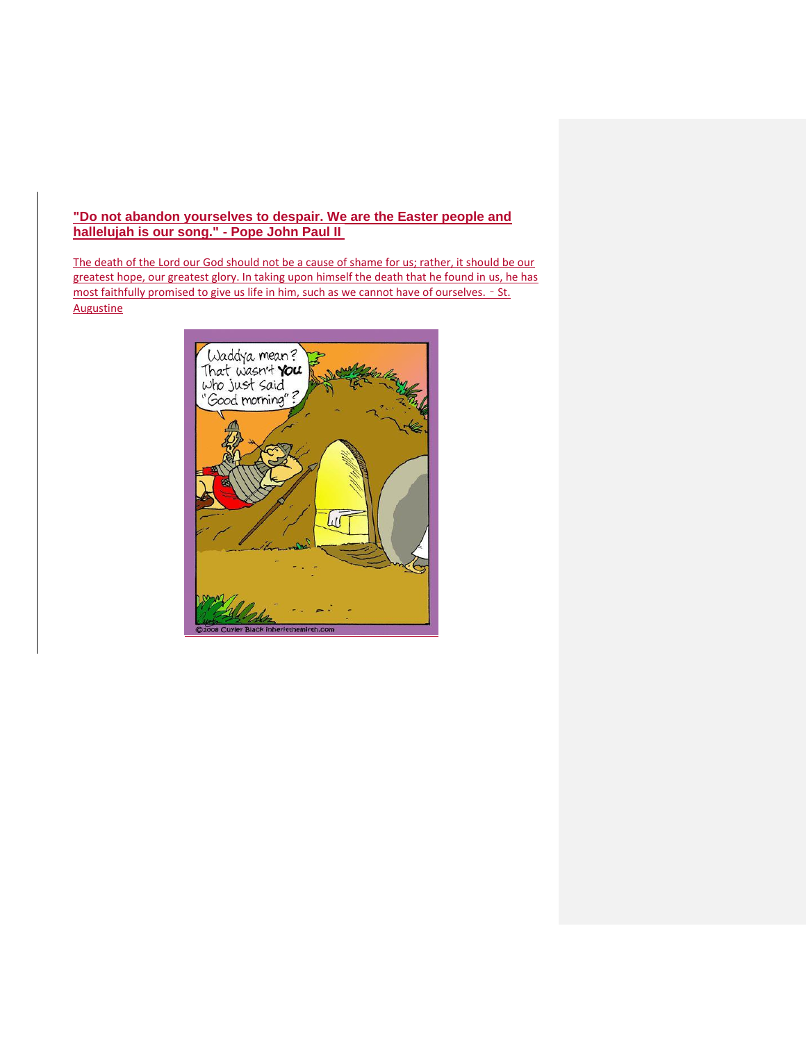**"Do not abandon yourselves to despair. We are the Easter people and hallelujah is our song." - Pope John Paul II**

The death of the Lord our God should not be a cause of shame for us; rather, it should be our greatest hope, our greatest glory. In taking upon himself the death that he found in us, he has most faithfully promised to give us life in him, such as we cannot have of ourselves. - St. Augustine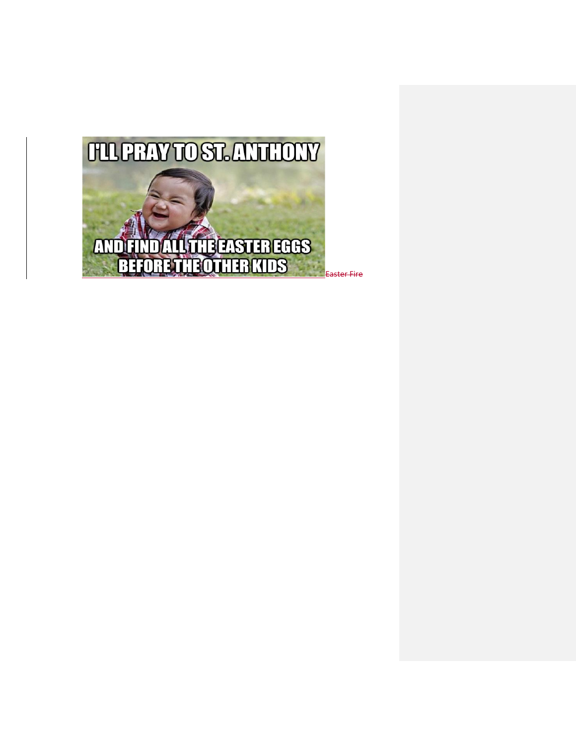I'LL PRAY TO ST. ANTHONY

AND FIND ALL THE EASTER EGGS BEFORE THE OTHER KIDS

~~Easter Fire~~